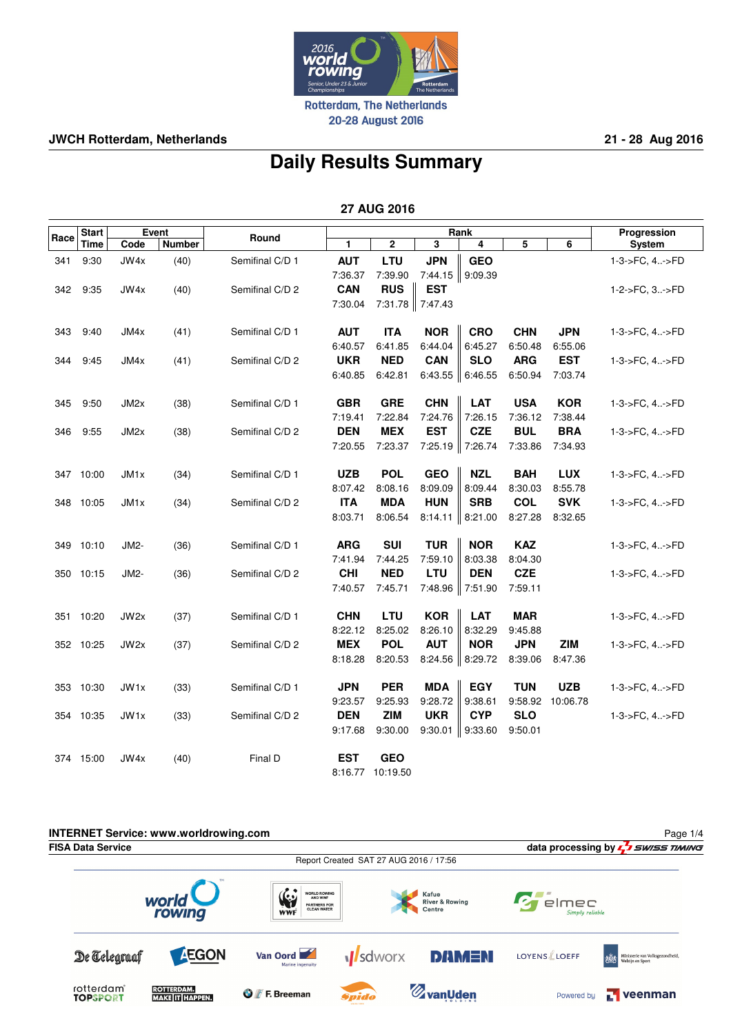Rotterdam, The Netherlands
20-28 August 2016

**JWCH Rotterdam, Netherlands** **21 - 28 Aug 2016**

# Daily Results Summary

## 27 AUG 2016

| Race | Start Time | Event Code | Event Number | Round | Rank 1 | Rank 2 | Rank 3 | Rank 4 | Rank 5 | Rank 6 | Progression System |
|---|---|---|---|---|---|---|---|---|---|---|---|
| 341 | 9:30 | JW4x | (40) | Semifinal C/D 1 | **AUT** 7:36.37 | **LTU** 7:39.90 | **JPN** 7:44.15 | **GEO** 9:09.39 | | | 1-3->FC, 4..->FD |
| 342 | 9:35 | JW4x | (40) | Semifinal C/D 2 | **CAN** 7:30.04 | **RUS** 7:31.78 | **EST** 7:47.43 | | | | 1-2->FC, 3..->FD |
| 343 | 9:40 | JM4x | (41) | Semifinal C/D 1 | **AUT** 6:40.57 | **ITA** 6:41.85 | **NOR** 6:44.04 | **CRO** 6:45.27 | **CHN** 6:50.48 | **JPN** 6:55.06 | 1-3->FC, 4..->FD |
| 344 | 9:45 | JM4x | (41) | Semifinal C/D 2 | **UKR** 6:40.85 | **NED** 6:42.81 | **CAN** 6:43.55 | **SLO** 6:46.55 | **ARG** 6:50.94 | **EST** 7:03.74 | 1-3->FC, 4..->FD |
| 345 | 9:50 | JM2x | (38) | Semifinal C/D 1 | **GBR** 7:19.41 | **GRE** 7:22.84 | **CHN** 7:24.76 | **LAT** 7:26.15 | **USA** 7:36.12 | **KOR** 7:38.44 | 1-3->FC, 4..->FD |
| 346 | 9:55 | JM2x | (38) | Semifinal C/D 2 | **DEN** 7:20.55 | **MEX** 7:23.37 | **EST** 7:25.19 | **CZE** 7:26.74 | **BUL** 7:33.86 | **BRA** 7:34.93 | 1-3->FC, 4..->FD |
| 347 | 10:00 | JM1x | (34) | Semifinal C/D 1 | **UZB** 8:07.42 | **POL** 8:08.16 | **GEO** 8:09.09 | **NZL** 8:09.44 | **BAH** 8:30.03 | **LUX** 8:55.78 | 1-3->FC, 4..->FD |
| 348 | 10:05 | JM1x | (34) | Semifinal C/D 2 | **ITA** 8:03.71 | **MDA** 8:06.54 | **HUN** 8:14.11 | **SRB** 8:21.00 | **COL** 8:27.28 | **SVK** 8:32.65 | 1-3->FC, 4..->FD |
| 349 | 10:10 | JM2- | (36) | Semifinal C/D 1 | **ARG** 7:41.94 | **SUI** 7:44.25 | **TUR** 7:59.10 | **NOR** 8:03.38 | **KAZ** 8:04.30 | | 1-3->FC, 4..->FD |
| 350 | 10:15 | JM2- | (36) | Semifinal C/D 2 | **CHI** 7:40.57 | **NED** 7:45.71 | **LTU** 7:48.96 | **DEN** 7:51.90 | **CZE** 7:59.11 | | 1-3->FC, 4..->FD |
| 351 | 10:20 | JW2x | (37) | Semifinal C/D 1 | **CHN** 8:22.12 | **LTU** 8:25.02 | **KOR** 8:26.10 | **LAT** 8:32.29 | **MAR** 9:45.88 | | 1-3->FC, 4..->FD |
| 352 | 10:25 | JW2x | (37) | Semifinal C/D 2 | **MEX** 8:18.28 | **POL** 8:20.53 | **AUT** 8:24.56 | **NOR** 8:29.72 | **JPN** 8:39.06 | **ZIM** 8:47.36 | 1-3->FC, 4..->FD |
| 353 | 10:30 | JW1x | (33) | Semifinal C/D 1 | **JPN** 9:23.57 | **PER** 9:25.93 | **MDA** 9:28.72 | **EGY** 9:38.61 | **TUN** 9:58.92 | **UZB** 10:06.78 | 1-3->FC, 4..->FD |
| 354 | 10:35 | JW1x | (33) | Semifinal C/D 2 | **DEN** 9:17.68 | **ZIM** 9:30.00 | **UKR** 9:30.01 | **CYP** 9:33.60 | **SLO** 9:50.01 | | 1-3->FC, 4..->FD |
| 374 | 15:00 | JW4x | (40) | Final D | **EST** 8:16.77 | **GEO** 10:19.50 | | | | | |

**INTERNET Service: www.worldrowing.com**
**FISA Data Service** data processing by SWISS TIMING
Report Created SAT 27 AUG 2016 / 17:56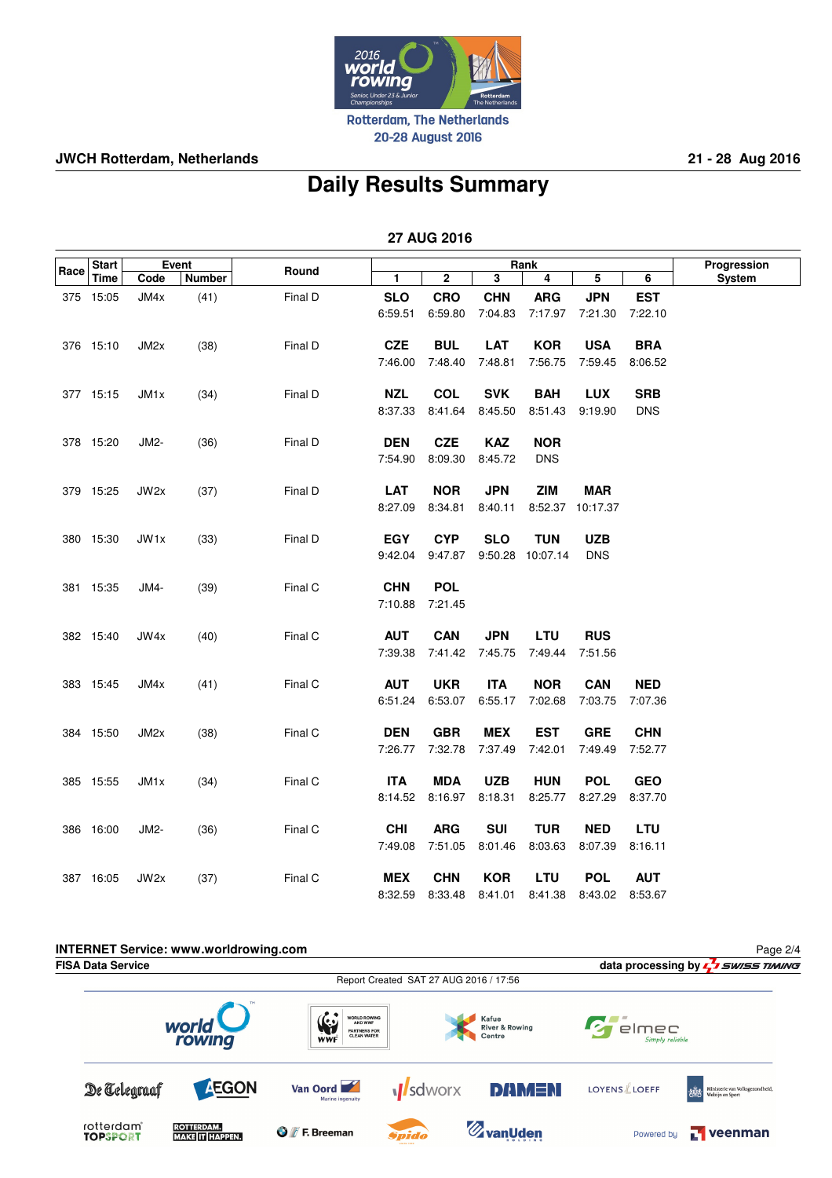Rotterdam, The Netherlands
20-28 August 2016

**JWCH Rotterdam, Netherlands** **21 - 28 Aug 2016**

# Daily Results Summary

## 27 AUG 2016

| Race | Start Time | Event Code | Event Number | Round | Rank 1 | Rank 2 | Rank 3 | Rank 4 | Rank 5 | Rank 6 | Progression System |
|---|---|---|---|---|---|---|---|---|---|---|---|
| 375 | 15:05 | JM4x | (41) | Final D | **SLO** 6:59.51 | **CRO** 6:59.80 | **CHN** 7:04.83 | **ARG** 7:17.97 | **JPN** 7:21.30 | **EST** 7:22.10 | |
| 376 | 15:10 | JM2x | (38) | Final D | **CZE** 7:46.00 | **BUL** 7:48.40 | **LAT** 7:48.81 | **KOR** 7:56.75 | **USA** 7:59.45 | **BRA** 8:06.52 | |
| 377 | 15:15 | JM1x | (34) | Final D | **NZL** 8:37.33 | **COL** 8:41.64 | **SVK** 8:45.50 | **BAH** 8:51.43 | **LUX** 9:19.90 | **SRB** DNS | |
| 378 | 15:20 | JM2- | (36) | Final D | **DEN** 7:54.90 | **CZE** 8:09.30 | **KAZ** 8:45.72 | **NOR** DNS | | | |
| 379 | 15:25 | JW2x | (37) | Final D | **LAT** 8:27.09 | **NOR** 8:34.81 | **JPN** 8:40.11 | **ZIM** 8:52.37 | **MAR** 10:17.37 | | |
| 380 | 15:30 | JW1x | (33) | Final D | **EGY** 9:42.04 | **CYP** 9:47.87 | **SLO** 9:50.28 | **TUN** 10:07.14 | **UZB** DNS | | |
| 381 | 15:35 | JM4- | (39) | Final C | **CHN** 7:10.88 | **POL** 7:21.45 | | | | | |
| 382 | 15:40 | JW4x | (40) | Final C | **AUT** 7:39.38 | **CAN** 7:41.42 | **JPN** 7:45.75 | **LTU** 7:49.44 | **RUS** 7:51.56 | | |
| 383 | 15:45 | JM4x | (41) | Final C | **AUT** 6:51.24 | **UKR** 6:53.07 | **ITA** 6:55.17 | **NOR** 7:02.68 | **CAN** 7:03.75 | **NED** 7:07.36 | |
| 384 | 15:50 | JM2x | (38) | Final C | **DEN** 7:26.77 | **GBR** 7:32.78 | **MEX** 7:37.49 | **EST** 7:42.01 | **GRE** 7:49.49 | **CHN** 7:52.77 | |
| 385 | 15:55 | JM1x | (34) | Final C | **ITA** 8:14.52 | **MDA** 8:16.97 | **UZB** 8:18.31 | **HUN** 8:25.77 | **POL** 8:27.29 | **GEO** 8:37.70 | |
| 386 | 16:00 | JM2- | (36) | Final C | **CHI** 7:49.08 | **ARG** 7:51.05 | **SUI** 8:01.46 | **TUR** 8:03.63 | **NED** 8:07.39 | **LTU** 8:16.11 | |
| 387 | 16:05 | JW2x | (37) | Final C | **MEX** 8:32.59 | **CHN** 8:33.48 | **KOR** 8:41.01 | **LTU** 8:41.38 | **POL** 8:43.02 | **AUT** 8:53.67 | |

**INTERNET Service: www.worldrowing.com**

**FISA Data Service** **data processing by SWISS TIMING**

Report Created SAT 27 AUG 2016 / 17:56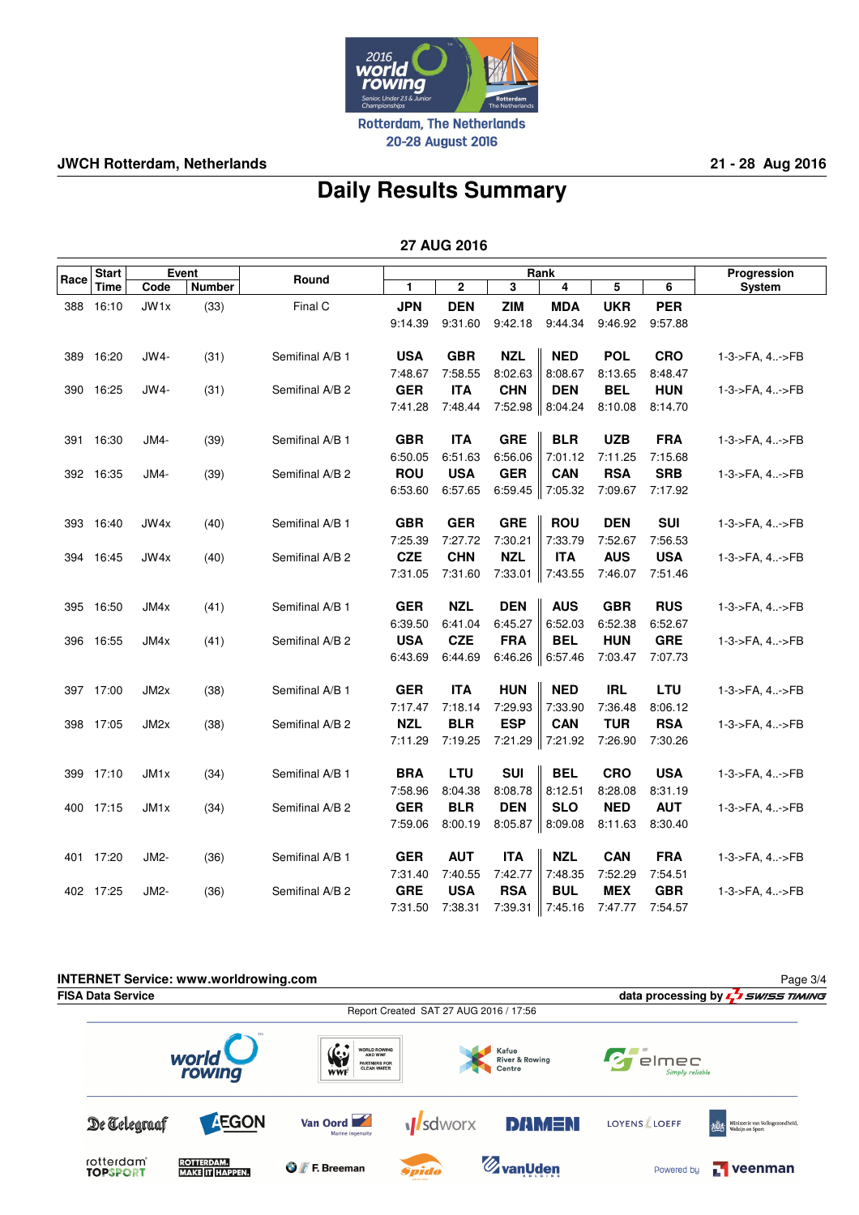Rotterdam, The Netherlands
20-28 August 2016

**JWCH Rotterdam, Netherlands** **21 - 28 Aug 2016**

# Daily Results Summary

## 27 AUG 2016

| Race | Start Time | Event Code | Event Number | Round | Rank 1 | Rank 2 | Rank 3 | Rank 4 | Rank 5 | Rank 6 | Progression System |
|---|---|---|---|---|---|---|---|---|---|---|---|
| 388 | 16:10 | JW1x | (33) | Final C | **JPN** 9:14.39 | **DEN** 9:31.60 | **ZIM** 9:42.18 | **MDA** 9:44.34 | **UKR** 9:46.92 | **PER** 9:57.88 | |
| 389 | 16:20 | JW4- | (31) | Semifinal A/B 1 | **USA** 7:48.67 | **GBR** 7:58.55 | **NZL** 8:02.63 | **NED** 8:08.67 | **POL** 8:13.65 | **CRO** 8:48.47 | 1-3->FA, 4..->FB |
| 390 | 16:25 | JW4- | (31) | Semifinal A/B 2 | **GER** 7:41.28 | **ITA** 7:48.44 | **CHN** 7:52.98 | **DEN** 8:04.24 | **BEL** 8:10.08 | **HUN** 8:14.70 | 1-3->FA, 4..->FB |
| 391 | 16:30 | JM4- | (39) | Semifinal A/B 1 | **GBR** 6:50.05 | **ITA** 6:51.63 | **GRE** 6:56.06 | **BLR** 7:01.12 | **UZB** 7:11.25 | **FRA** 7:15.68 | 1-3->FA, 4..->FB |
| 392 | 16:35 | JM4- | (39) | Semifinal A/B 2 | **ROU** 6:53.60 | **USA** 6:57.65 | **GER** 6:59.45 | **CAN** 7:05.32 | **RSA** 7:09.67 | **SRB** 7:17.92 | 1-3->FA, 4..->FB |
| 393 | 16:40 | JW4x | (40) | Semifinal A/B 1 | **GBR** 7:25.39 | **GER** 7:27.72 | **GRE** 7:30.21 | **ROU** 7:33.79 | **DEN** 7:52.67 | **SUI** 7:56.53 | 1-3->FA, 4..->FB |
| 394 | 16:45 | JW4x | (40) | Semifinal A/B 2 | **CZE** 7:31.05 | **CHN** 7:31.60 | **NZL** 7:33.01 | **ITA** 7:43.55 | **AUS** 7:46.07 | **USA** 7:51.46 | 1-3->FA, 4..->FB |
| 395 | 16:50 | JM4x | (41) | Semifinal A/B 1 | **GER** 6:39.50 | **NZL** 6:41.04 | **DEN** 6:45.27 | **AUS** 6:52.03 | **GBR** 6:52.38 | **RUS** 6:52.67 | 1-3->FA, 4..->FB |
| 396 | 16:55 | JM4x | (41) | Semifinal A/B 2 | **USA** 6:43.69 | **CZE** 6:44.69 | **FRA** 6:46.26 | **BEL** 6:57.46 | **HUN** 7:03.47 | **GRE** 7:07.73 | 1-3->FA, 4..->FB |
| 397 | 17:00 | JM2x | (38) | Semifinal A/B 1 | **GER** 7:17.47 | **ITA** 7:18.14 | **HUN** 7:29.93 | **NED** 7:33.90 | **IRL** 7:36.48 | **LTU** 8:06.12 | 1-3->FA, 4..->FB |
| 398 | 17:05 | JM2x | (38) | Semifinal A/B 2 | **NZL** 7:11.29 | **BLR** 7:19.25 | **ESP** 7:21.29 | **CAN** 7:21.92 | **TUR** 7:26.90 | **RSA** 7:30.26 | 1-3->FA, 4..->FB |
| 399 | 17:10 | JM1x | (34) | Semifinal A/B 1 | **BRA** 7:58.96 | **LTU** 8:04.38 | **SUI** 8:08.78 | **BEL** 8:12.51 | **CRO** 8:28.08 | **USA** 8:31.19 | 1-3->FA, 4..->FB |
| 400 | 17:15 | JM1x | (34) | Semifinal A/B 2 | **GER** 7:59.06 | **BLR** 8:00.19 | **DEN** 8:05.87 | **SLO** 8:09.08 | **NED** 8:11.63 | **AUT** 8:30.40 | 1-3->FA, 4..->FB |
| 401 | 17:20 | JM2- | (36) | Semifinal A/B 1 | **GER** 7:31.40 | **AUT** 7:40.55 | **ITA** 7:42.77 | **NZL** 7:48.35 | **CAN** 7:52.29 | **FRA** 7:54.51 | 1-3->FA, 4..->FB |
| 402 | 17:25 | JM2- | (36) | Semifinal A/B 2 | **GRE** 7:31.50 | **USA** 7:38.31 | **RSA** 7:39.31 | **BUL** 7:45.16 | **MEX** 7:47.77 | **GBR** 7:54.57 | 1-3->FA, 4..->FB |

**INTERNET Service: www.worldrowing.com**
**FISA Data Service** **data processing by SWISS TIMING**
Report Created SAT 27 AUG 2016 / 17:56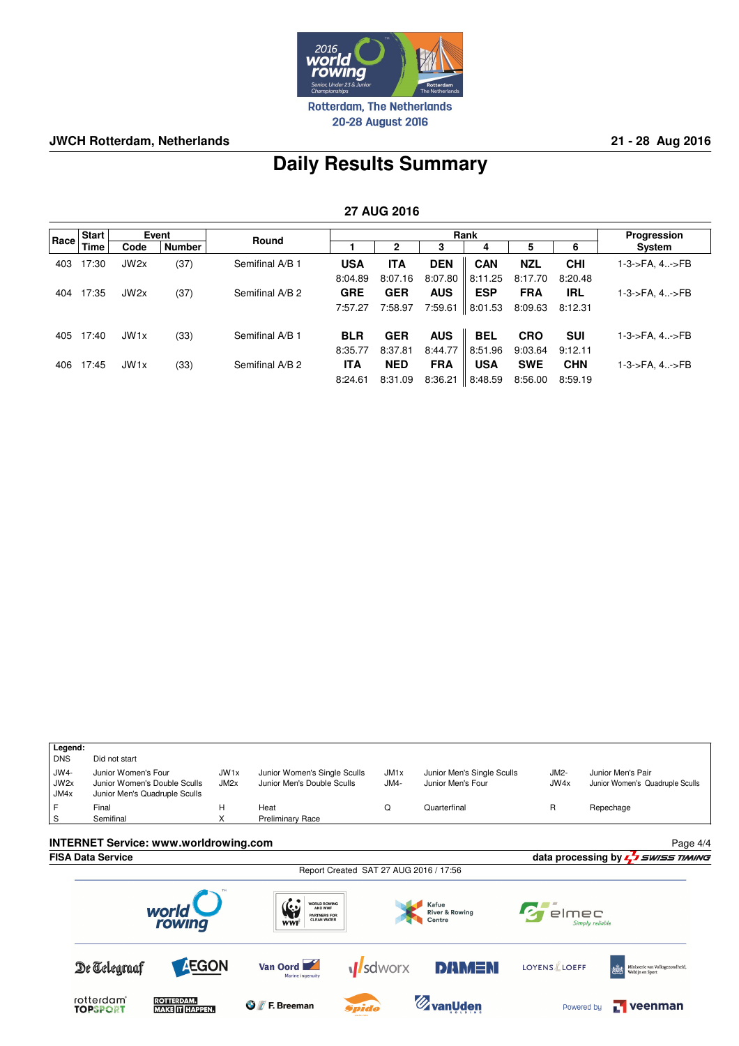JWCH Rotterdam, Netherlands

21 - 28 Aug 2016

# Daily Results Summary

## 27 AUG 2016

| Race | Start Time | Event Code | Event Number | Round | Rank 1 | Rank 2 | Rank 3 | Rank 4 | Rank 5 | Rank 6 | Progression System |
|---|---|---|---|---|---|---|---|---|---|---|---|
| 403 | 17:30 | JW2x | (37) | Semifinal A/B 1 | **USA** 8:04.89 | **ITA** 8:07.16 | **DEN** 8:07.80 | **CAN** 8:11.25 | **NZL** 8:17.70 | **CHI** 8:20.48 | 1-3->FA, 4..->FB |
| 404 | 17:35 | JW2x | (37) | Semifinal A/B 2 | **GRE** 7:57.27 | **GER** 7:58.97 | **AUS** 7:59.61 | **ESP** 8:01.53 | **FRA** 8:09.63 | **IRL** 8:12.31 | 1-3->FA, 4..->FB |
| 405 | 17:40 | JW1x | (33) | Semifinal A/B 1 | **BLR** 8:35.77 | **GER** 8:37.81 | **AUS** 8:44.77 | **BEL** 8:51.96 | **CRO** 9:03.64 | **SUI** 9:12.11 | 1-3->FA, 4..->FB |
| 406 | 17:45 | JW1x | (33) | Semifinal A/B 2 | **ITA** 8:24.61 | **NED** 8:31.09 | **FRA** 8:36.21 | **USA** 8:48.59 | **SWE** 8:56.00 | **CHN** 8:59.19 | 1-3->FA, 4..->FB |

**Legend:**

| | | | | | | | |
|---|---|---|---|---|---|---|---|
| DNS | Did not start | | | | | | |
| JW4- | Junior Women's Four | JW1x | Junior Women's Single Sculls | JM1x | Junior Men's Single Sculls | JM2- | Junior Men's Pair |
| JW2x | Junior Women's Double Sculls | JM2x | Junior Men's Double Sculls | JM4- | Junior Men's Four | JW4x | Junior Women's Quadruple Sculls |
| JM4x | Junior Men's Quadruple Sculls | | | | | | |
| F | Final | H | Heat | Q | Quarterfinal | R | Repechage |
| S | Semifinal | X | Preliminary Race | | | | |

INTERNET Service: www.worldrowing.com

FISA Data Service — data processing by SWISS TIMING

Report Created SAT 27 AUG 2016 / 17:56